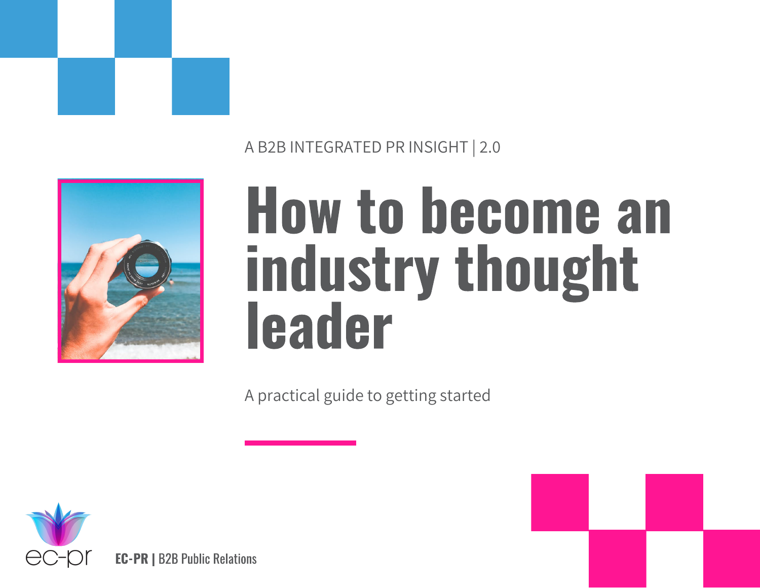A B2B INTEGRATED PR INSIGHT | 2.0

# How to become an industry thought leader

A practical guide to getting started

**EC-PR |** B2B Public Relations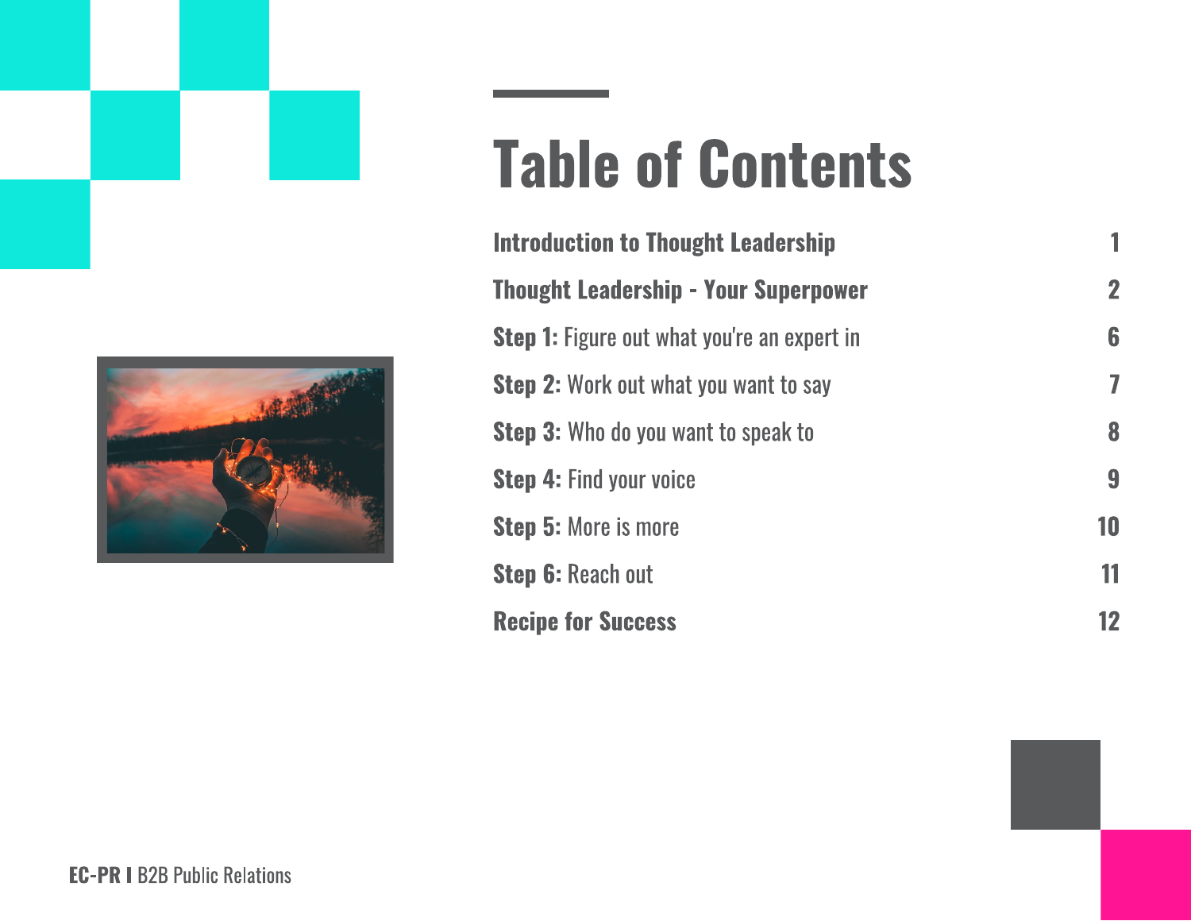# Table of Contents

| | |
|---|---|
| **Introduction to Thought Leadership** | 1 |
| **Thought Leadership - Your Superpower** | 2 |
| **Step 1:** Figure out what you're an expert in | 6 |
| **Step 2:** Work out what you want to say | 7 |
| **Step 3:** Who do you want to speak to | 8 |
| **Step 4:** Find your voice | 9 |
| **Step 5:** More is more | 10 |
| **Step 6:** Reach out | 11 |
| **Recipe for Success** | 12 |

**EC-PR I** B2B Public Relations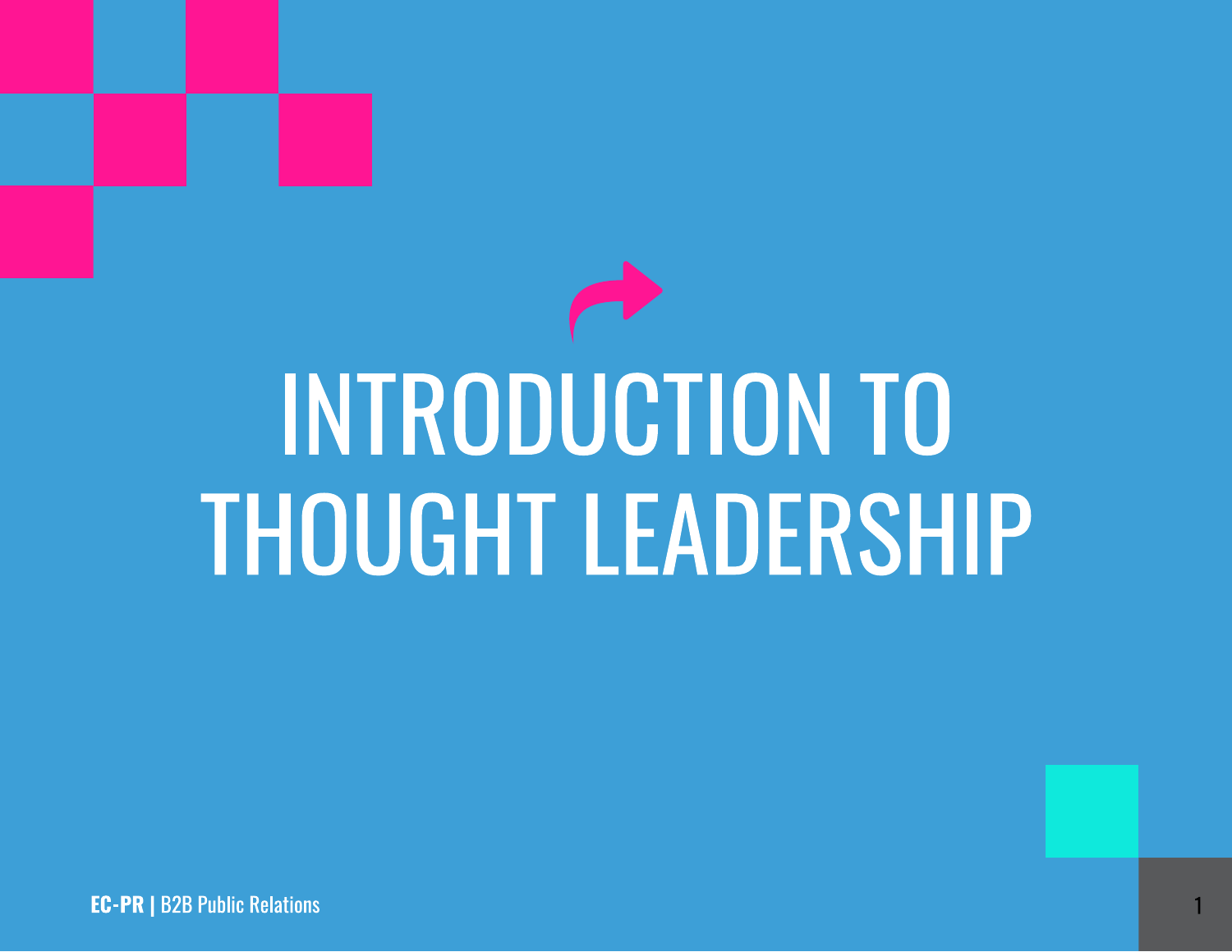# INTRODUCTION TO THOUGHT LEADERSHIP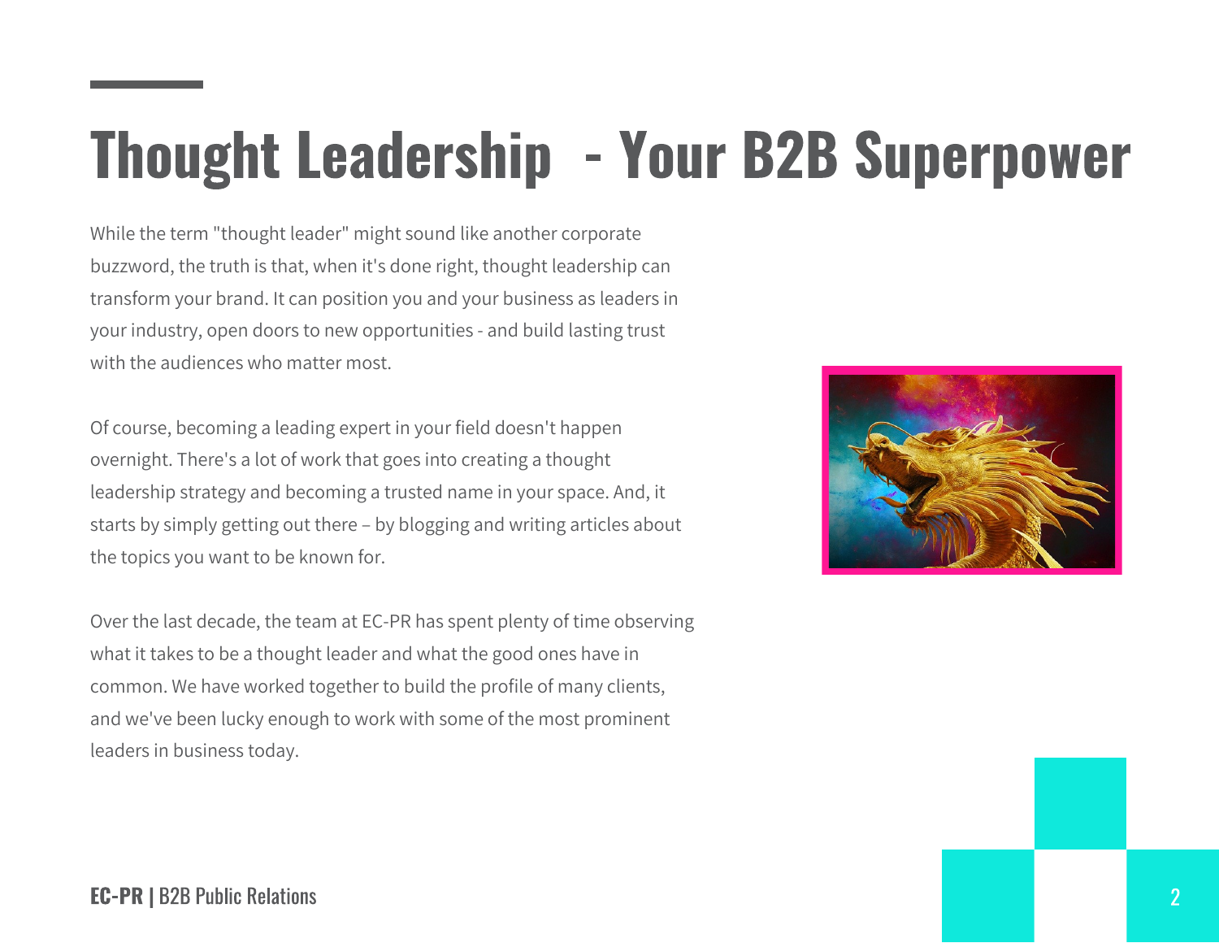# Thought Leadership - Your B2B Superpower

While the term "thought leader" might sound like another corporate buzzword, the truth is that, when it's done right, thought leadership can transform your brand. It can position you and your business as leaders in your industry, open doors to new opportunities - and build lasting trust with the audiences who matter most.

Of course, becoming a leading expert in your field doesn't happen overnight. There's a lot of work that goes into creating a thought leadership strategy and becoming a trusted name in your space. And, it starts by simply getting out there – by blogging and writing articles about the topics you want to be known for.

Over the last decade, the team at EC-PR has spent plenty of time observing what it takes to be a thought leader and what the good ones have in common. We have worked together to build the profile of many clients, and we've been lucky enough to work with some of the most prominent leaders in business today.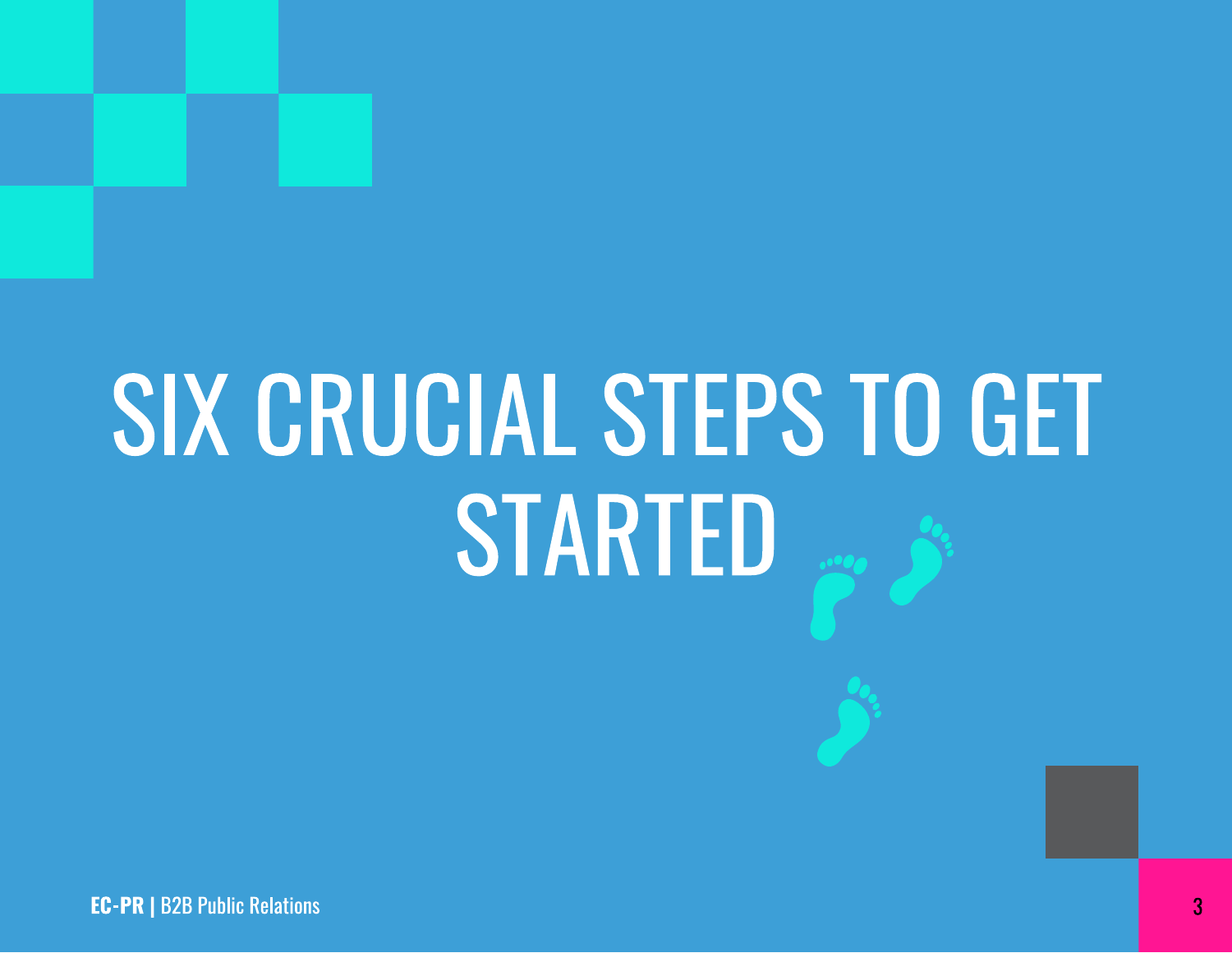# SIX CRUCIAL STEPS TO GET STARTED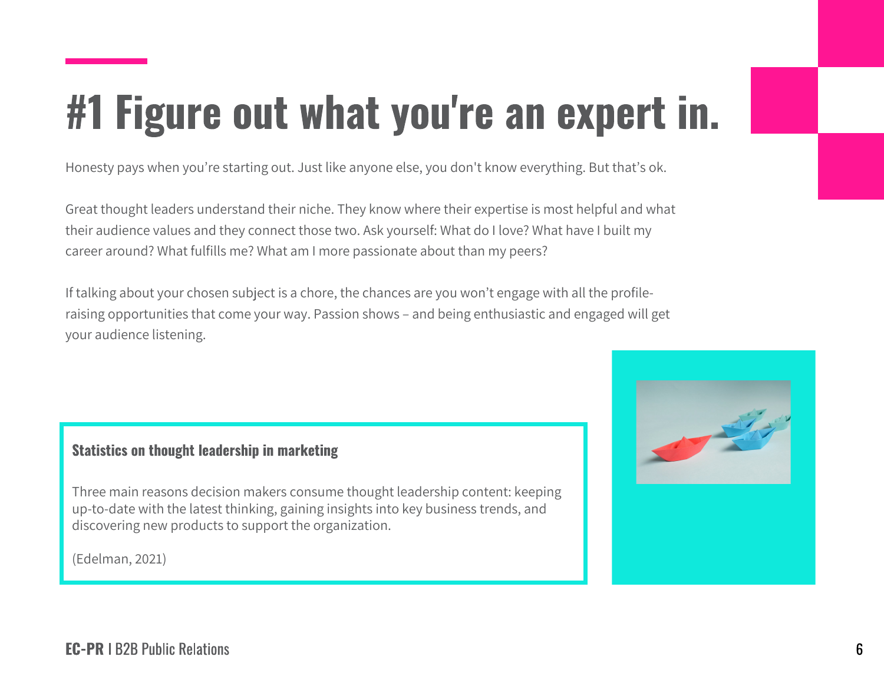# #1 Figure out what you're an expert in.

Honesty pays when you're starting out. Just like anyone else, you don't know everything. But that's ok.

Great thought leaders understand their niche. They know where their expertise is most helpful and what their audience values and they connect those two. Ask yourself: What do I love? What have I built my career around? What fulfills me? What am I more passionate about than my peers?

If talking about your chosen subject is a chore, the chances are you won't engage with all the profile-raising opportunities that come your way. Passion shows – and being enthusiastic and engaged will get your audience listening.

**Statistics on thought leadership in marketing**

Three main reasons decision makers consume thought leadership content: keeping up-to-date with the latest thinking, gaining insights into key business trends, and discovering new products to support the organization.

(Edelman, 2021)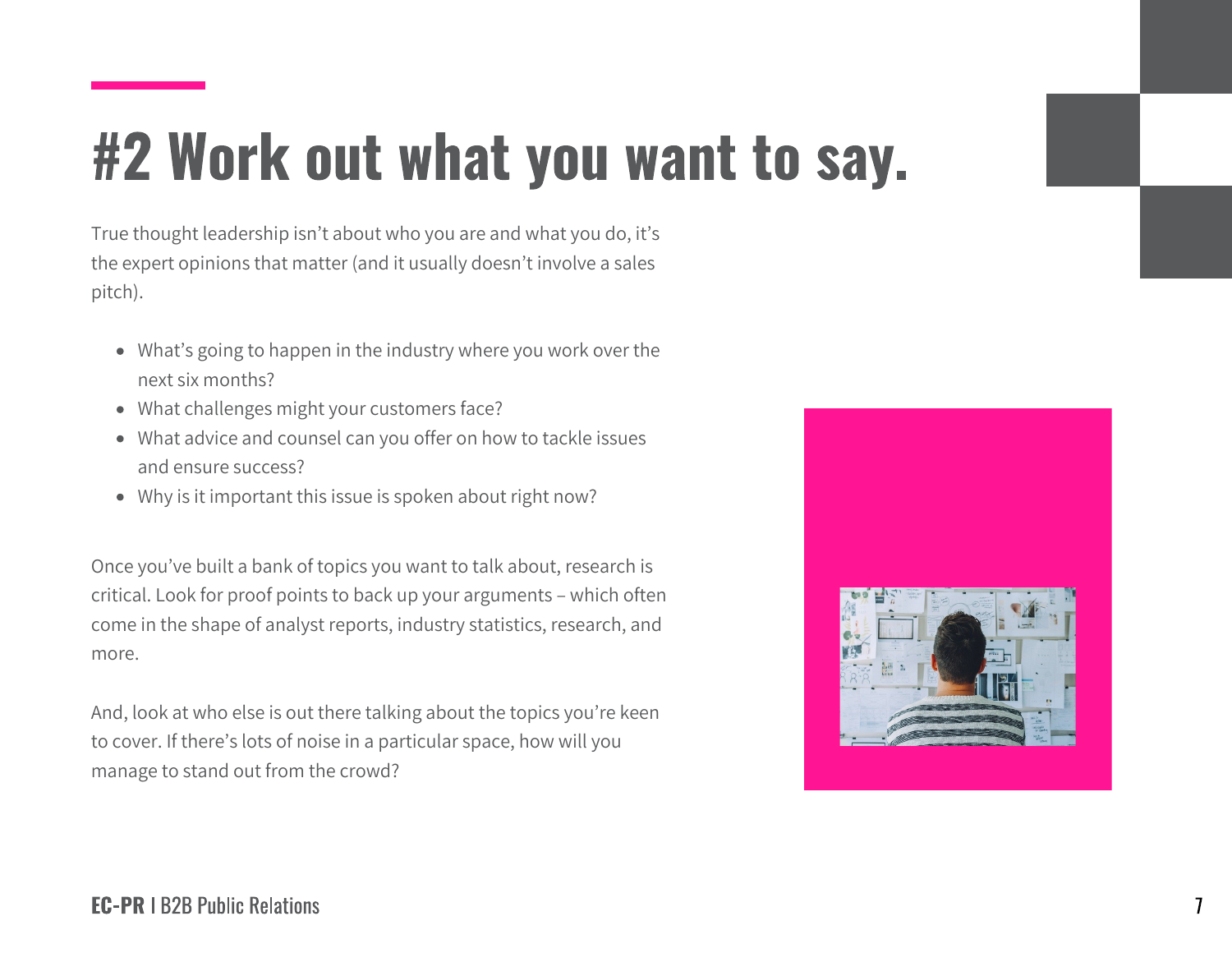# #2 Work out what you want to say.

True thought leadership isn't about who you are and what you do, it's the expert opinions that matter (and it usually doesn't involve a sales pitch).

- What's going to happen in the industry where you work over the next six months?
- What challenges might your customers face?
- What advice and counsel can you offer on how to tackle issues and ensure success?
- Why is it important this issue is spoken about right now?

Once you've built a bank of topics you want to talk about, research is critical. Look for proof points to back up your arguments – which often come in the shape of analyst reports, industry statistics, research, and more.

And, look at who else is out there talking about the topics you're keen to cover. If there's lots of noise in a particular space, how will you manage to stand out from the crowd?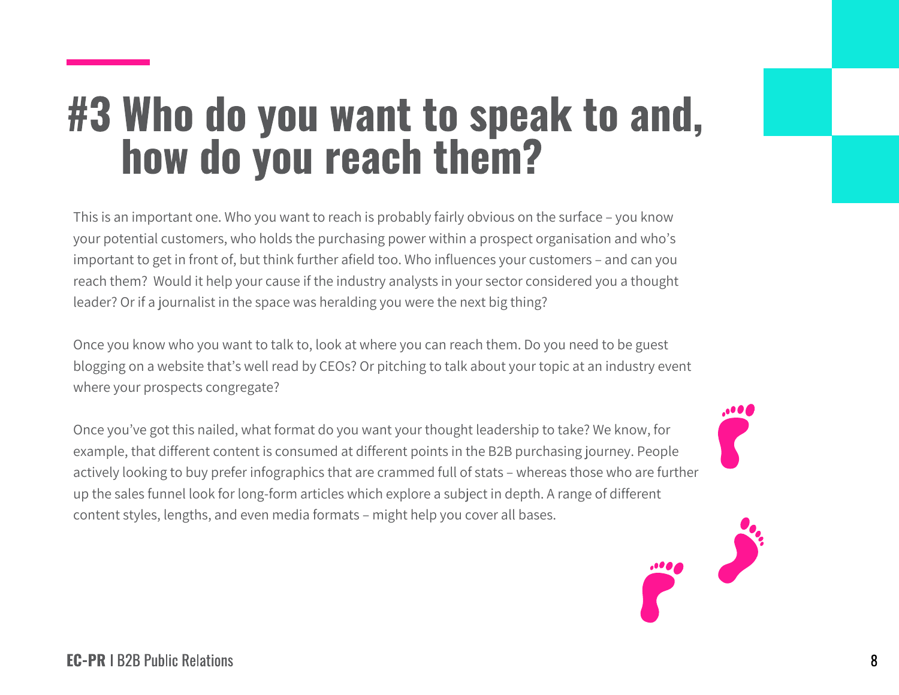# #3 Who do you want to speak to and, how do you reach them?

This is an important one. Who you want to reach is probably fairly obvious on the surface – you know your potential customers, who holds the purchasing power within a prospect organisation and who's important to get in front of, but think further afield too. Who influences your customers – and can you reach them? Would it help your cause if the industry analysts in your sector considered you a thought leader? Or if a journalist in the space was heralding you were the next big thing?

Once you know who you want to talk to, look at where you can reach them. Do you need to be guest blogging on a website that's well read by CEOs? Or pitching to talk about your topic at an industry event where your prospects congregate?

Once you've got this nailed, what format do you want your thought leadership to take? We know, for example, that different content is consumed at different points in the B2B purchasing journey. People actively looking to buy prefer infographics that are crammed full of stats – whereas those who are further up the sales funnel look for long-form articles which explore a subject in depth. A range of different content styles, lengths, and even media formats – might help you cover all bases.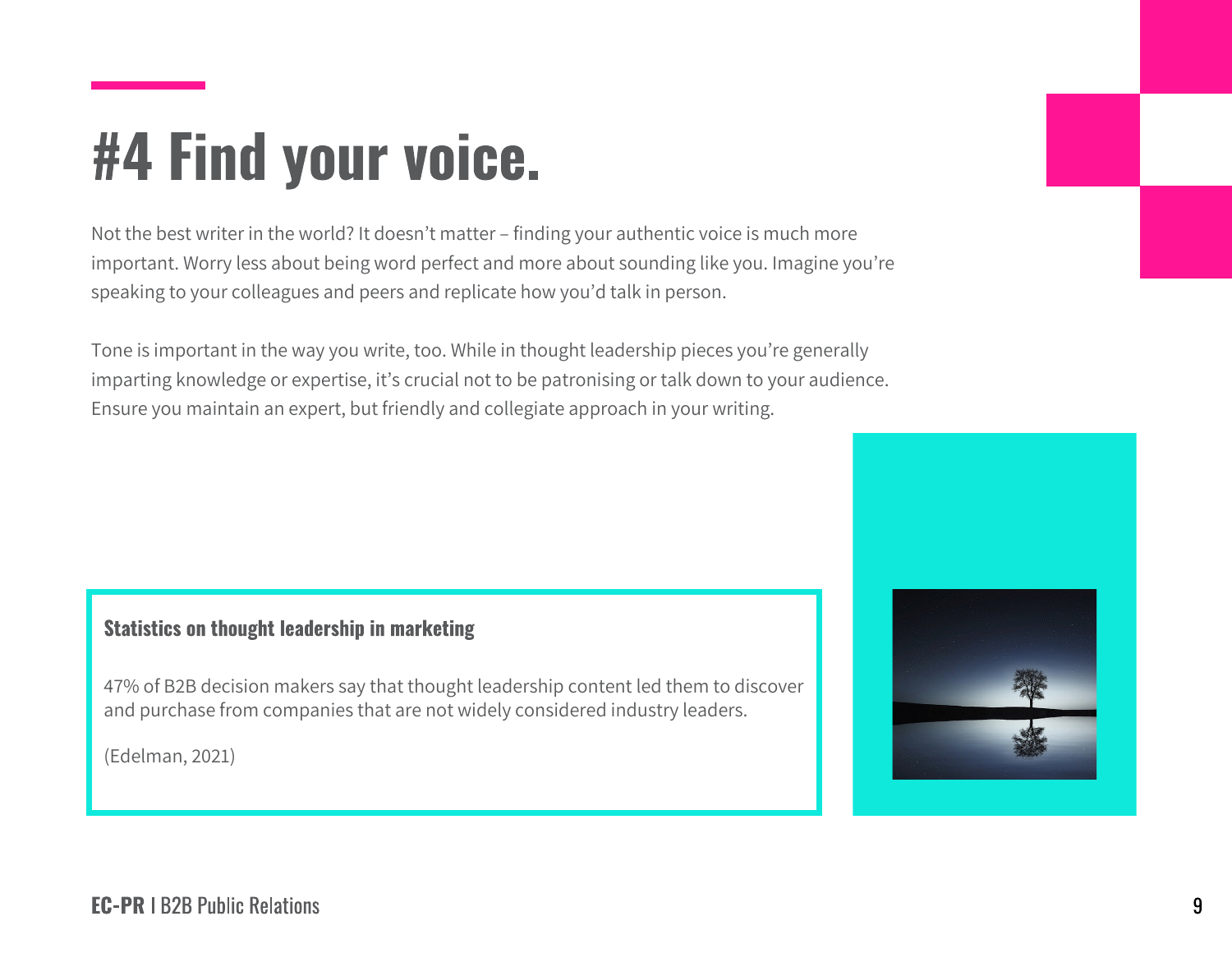# #4 Find your voice.

Not the best writer in the world? It doesn't matter – finding your authentic voice is much more important. Worry less about being word perfect and more about sounding like you. Imagine you're speaking to your colleagues and peers and replicate how you'd talk in person.

Tone is important in the way you write, too. While in thought leadership pieces you're generally imparting knowledge or expertise, it's crucial not to be patronising or talk down to your audience. Ensure you maintain an expert, but friendly and collegiate approach in your writing.

**Statistics on thought leadership in marketing**

47% of B2B decision makers say that thought leadership content led them to discover and purchase from companies that are not widely considered industry leaders.

(Edelman, 2021)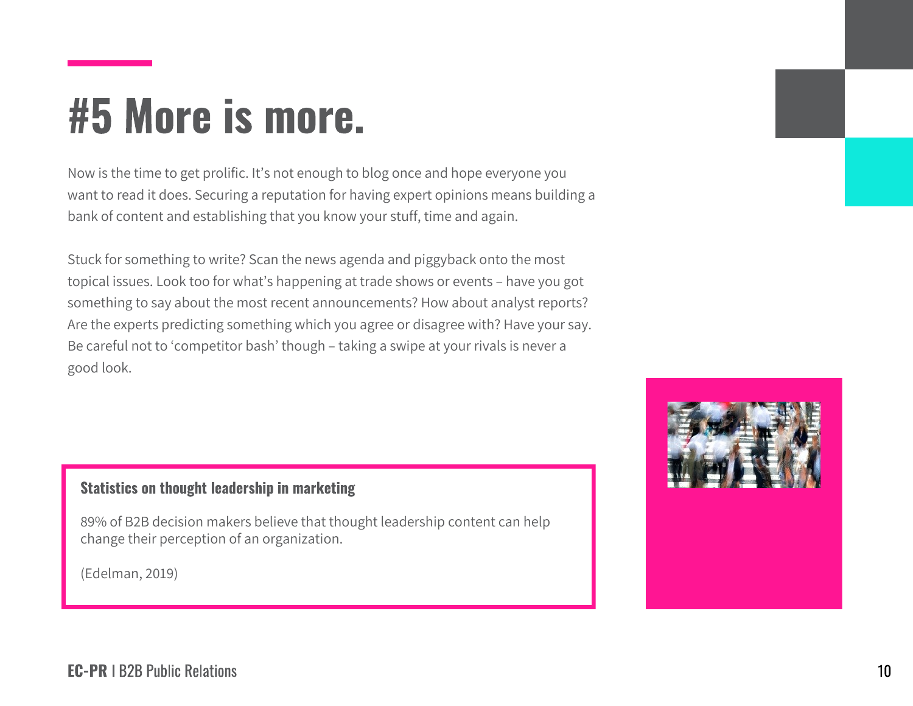# #5 More is more.

Now is the time to get prolific. It's not enough to blog once and hope everyone you want to read it does. Securing a reputation for having expert opinions means building a bank of content and establishing that you know your stuff, time and again.

Stuck for something to write? Scan the news agenda and piggyback onto the most topical issues. Look too for what's happening at trade shows or events – have you got something to say about the most recent announcements? How about analyst reports? Are the experts predicting something which you agree or disagree with? Have your say. Be careful not to 'competitor bash' though – taking a swipe at your rivals is never a good look.

**Statistics on thought leadership in marketing**

89% of B2B decision makers believe that thought leadership content can help change their perception of an organization.

(Edelman, 2019)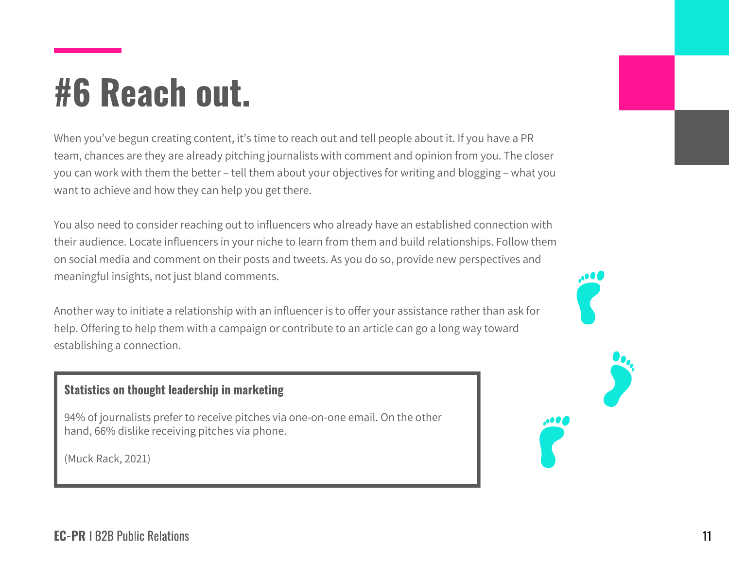# #6 Reach out.

When you've begun creating content, it's time to reach out and tell people about it. If you have a PR team, chances are they are already pitching journalists with comment and opinion from you. The closer you can work with them the better – tell them about your objectives for writing and blogging – what you want to achieve and how they can help you get there.

You also need to consider reaching out to influencers who already have an established connection with their audience. Locate influencers in your niche to learn from them and build relationships. Follow them on social media and comment on their posts and tweets. As you do so, provide new perspectives and meaningful insights, not just bland comments.

Another way to initiate a relationship with an influencer is to offer your assistance rather than ask for help. Offering to help them with a campaign or contribute to an article can go a long way toward establishing a connection.

**Statistics on thought leadership in marketing**

94% of journalists prefer to receive pitches via one-on-one email. On the other hand, 66% dislike receiving pitches via phone.

(Muck Rack, 2021)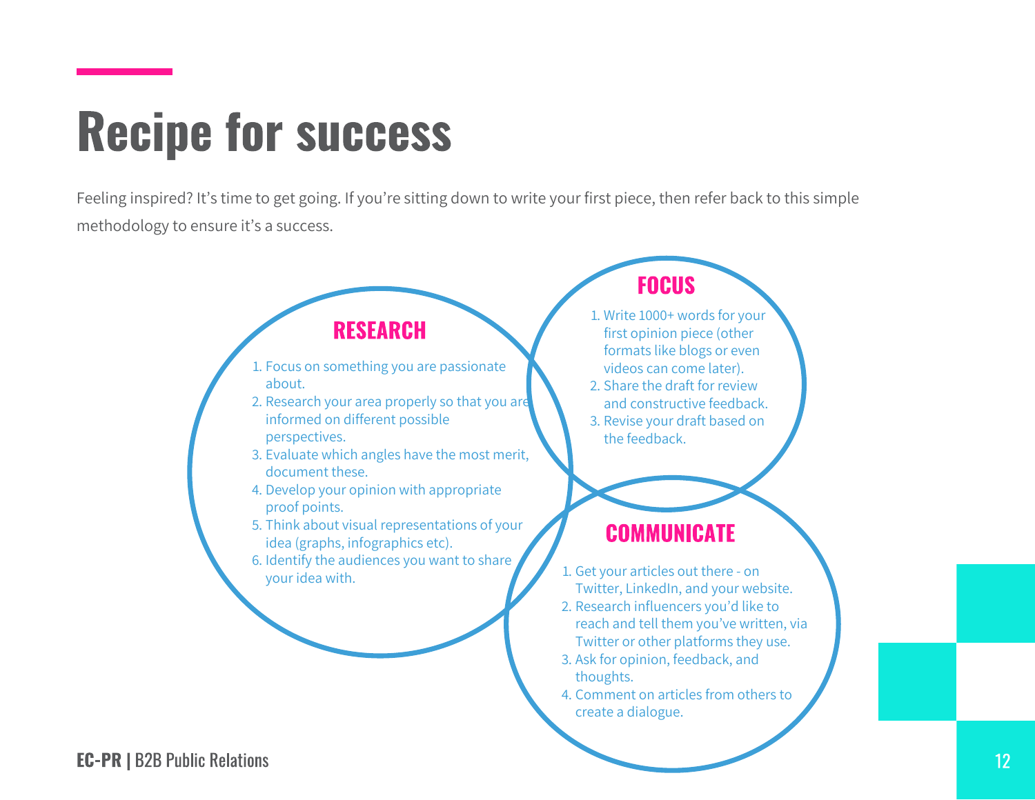# Recipe for success

Feeling inspired? It's time to get going. If you're sitting down to write your first piece, then refer back to this simple methodology to ensure it's a success.

## RESEARCH

1. Focus on something you are passionate about.
2. Research your area properly so that you are informed on different possible perspectives.
3. Evaluate which angles have the most merit, document these.
4. Develop your opinion with appropriate proof points.
5. Think about visual representations of your idea (graphs, infographics etc).
6. Identify the audiences you want to share your idea with.

## FOCUS

1. Write 1000+ words for your first opinion piece (other formats like blogs or even videos can come later).
2. Share the draft for review and constructive feedback.
3. Revise your draft based on the feedback.

## COMMUNICATE

1. Get your articles out there - on Twitter, LinkedIn, and your website.
2. Research influencers you'd like to reach and tell them you've written, via Twitter or other platforms they use.
3. Ask for opinion, feedback, and thoughts.
4. Comment on articles from others to create a dialogue.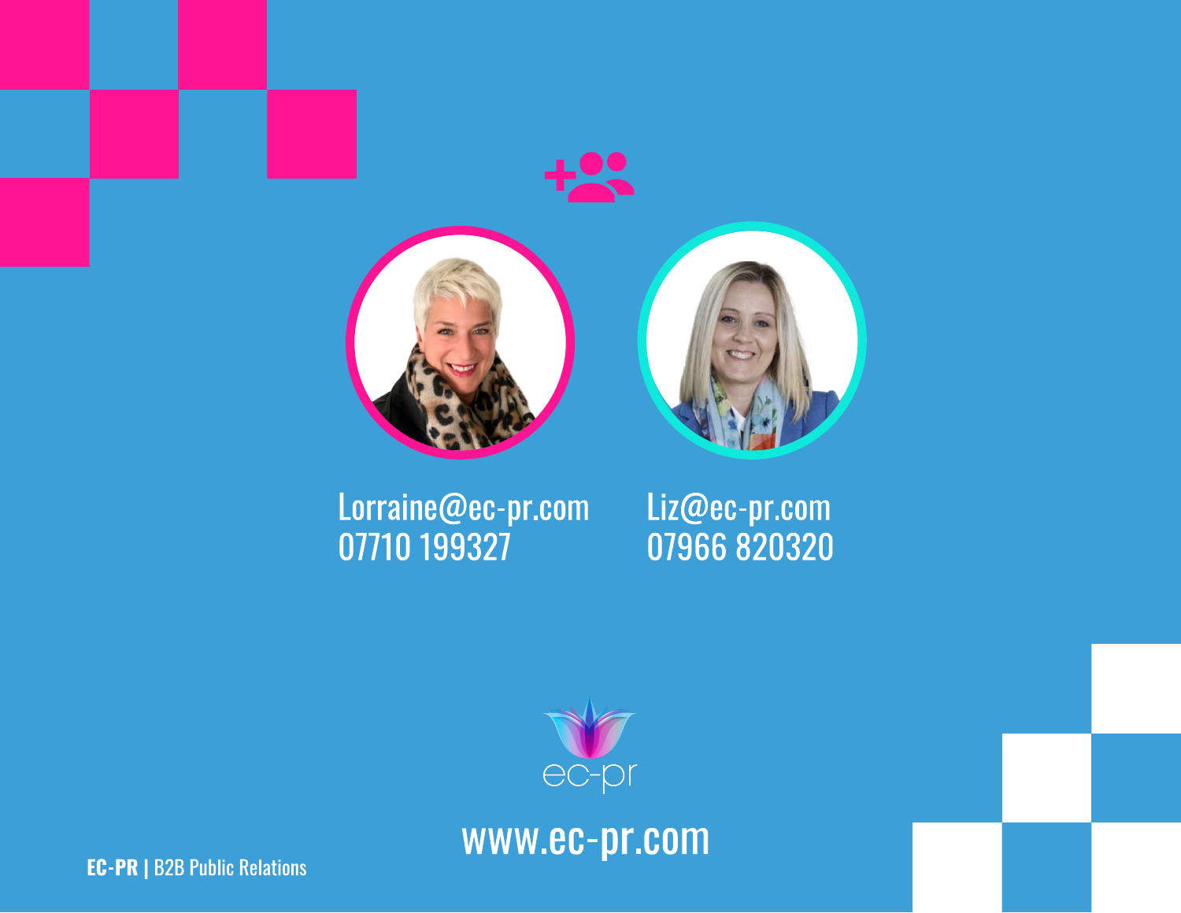Lorraine@ec-pr.com
07710 199327

Liz@ec-pr.com
07966 820320

ec-pr

www.ec-pr.com

**EC-PR |** B2B Public Relations